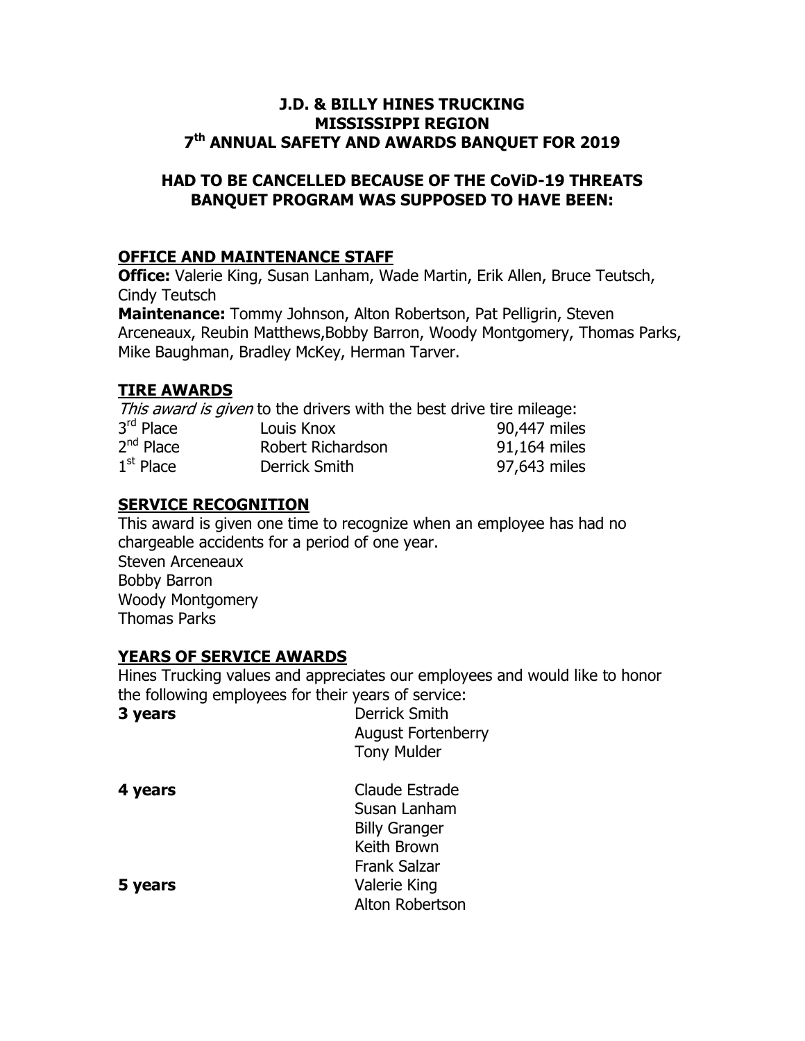# J.D. & BILLY HINES TRUCKING
# MISSISSIPPI REGION
# 7th ANNUAL SAFETY AND AWARDS BANQUET FOR 2019

## HAD TO BE CANCELLED BECAUSE OF THE CoViD-19 THREATS BANQUET PROGRAM WAS SUPPOSED TO HAVE BEEN:

### OFFICE AND MAINTENANCE STAFF

**Office:** Valerie King, Susan Lanham, Wade Martin, Erik Allen, Bruce Teutsch, Cindy Teutsch

**Maintenance:** Tommy Johnson, Alton Robertson, Pat Pelligrin, Steven Arceneaux, Reubin Matthews,Bobby Barron, Woody Montgomery, Thomas Parks, Mike Baughman, Bradley McKey, Herman Tarver.

### TIRE AWARDS

*This award is given* to the drivers with the best drive tire mileage:

| | | |
|---|---|---|
| 3rd Place | Louis Knox | 90,447 miles |
| 2nd Place | Robert Richardson | 91,164 miles |
| 1st Place | Derrick Smith | 97,643 miles |

### SERVICE RECOGNITION

This award is given one time to recognize when an employee has had no chargeable accidents for a period of one year.

Steven Arceneaux
Bobby Barron
Woody Montgomery
Thomas Parks

### YEARS OF SERVICE AWARDS

Hines Trucking values and appreciates our employees and would like to honor the following employees for their years of service:

**3 years**
- Derrick Smith
- August Fortenberry
- Tony Mulder

**4 years**
- Claude Estrade
- Susan Lanham
- Billy Granger
- Keith Brown
- Frank Salzar

**5 years**
- Valerie King
- Alton Robertson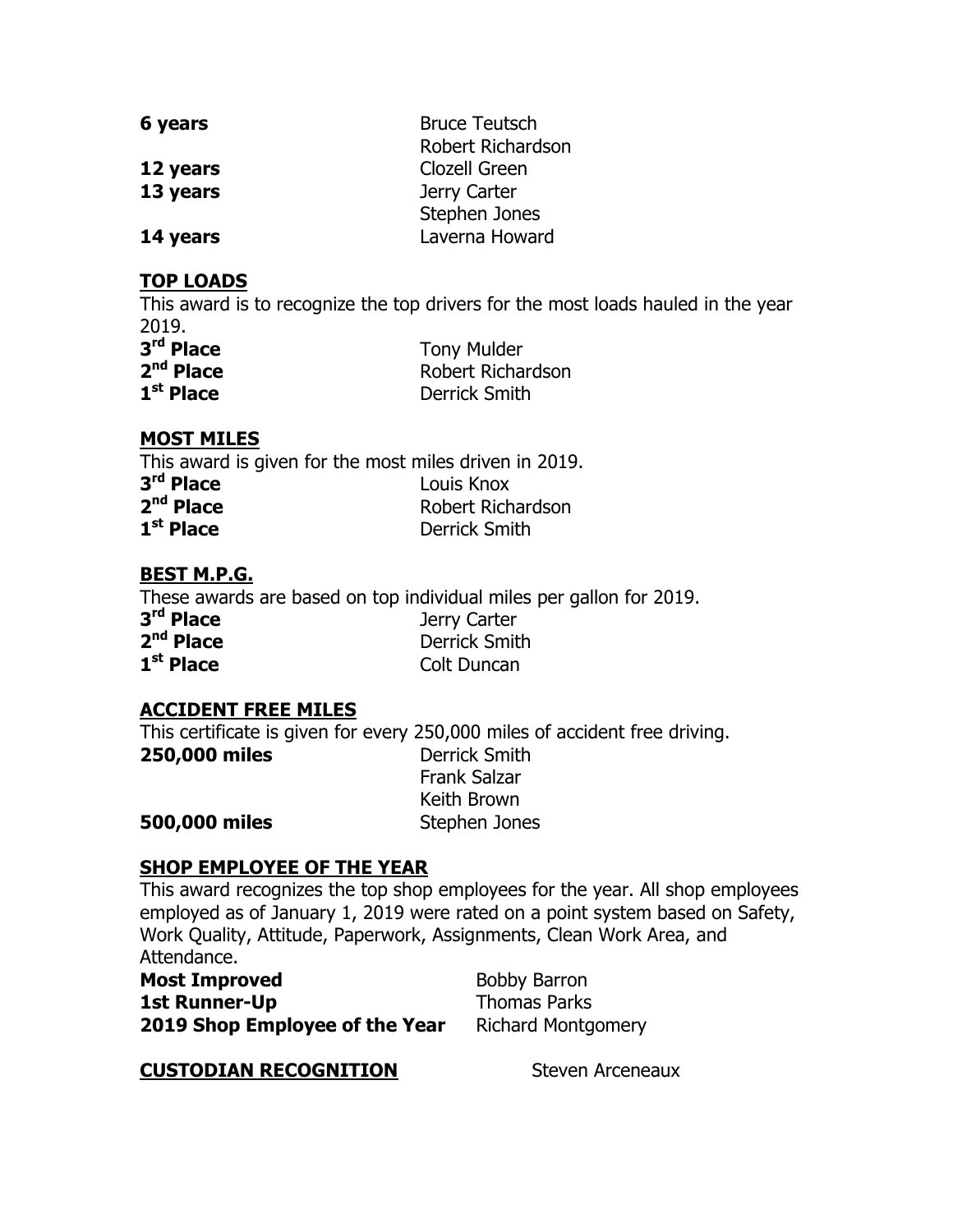| | |
|---|---|
| **6 years** | Bruce Teutsch |
| | Robert Richardson |
| **12 years** | Clozell Green |
| **13 years** | Jerry Carter |
| | Stephen Jones |
| **14 years** | Laverna Howard |

## TOP LOADS

This award is to recognize the top drivers for the most loads hauled in the year 2019.

| | |
|---|---|
| **3rd Place** | Tony Mulder |
| **2nd Place** | Robert Richardson |
| **1st Place** | Derrick Smith |

## MOST MILES

This award is given for the most miles driven in 2019.

| | |
|---|---|
| **3rd Place** | Louis Knox |
| **2nd Place** | Robert Richardson |
| **1st Place** | Derrick Smith |

## BEST M.P.G.

These awards are based on top individual miles per gallon for 2019.

| | |
|---|---|
| **3rd Place** | Jerry Carter |
| **2nd Place** | Derrick Smith |
| **1st Place** | Colt Duncan |

## ACCIDENT FREE MILES

This certificate is given for every 250,000 miles of accident free driving.

| | |
|---|---|
| **250,000 miles** | Derrick Smith |
| | Frank Salzar |
| | Keith Brown |
| **500,000 miles** | Stephen Jones |

## SHOP EMPLOYEE OF THE YEAR

This award recognizes the top shop employees for the year. All shop employees employed as of January 1, 2019 were rated on a point system based on Safety, Work Quality, Attitude, Paperwork, Assignments, Clean Work Area, and Attendance.

| | |
|---|---|
| **Most Improved** | Bobby Barron |
| **1st Runner-Up** | Thomas Parks |
| **2019 Shop Employee of the Year** | Richard Montgomery |

## CUSTODIAN RECOGNITION

Steven Arceneaux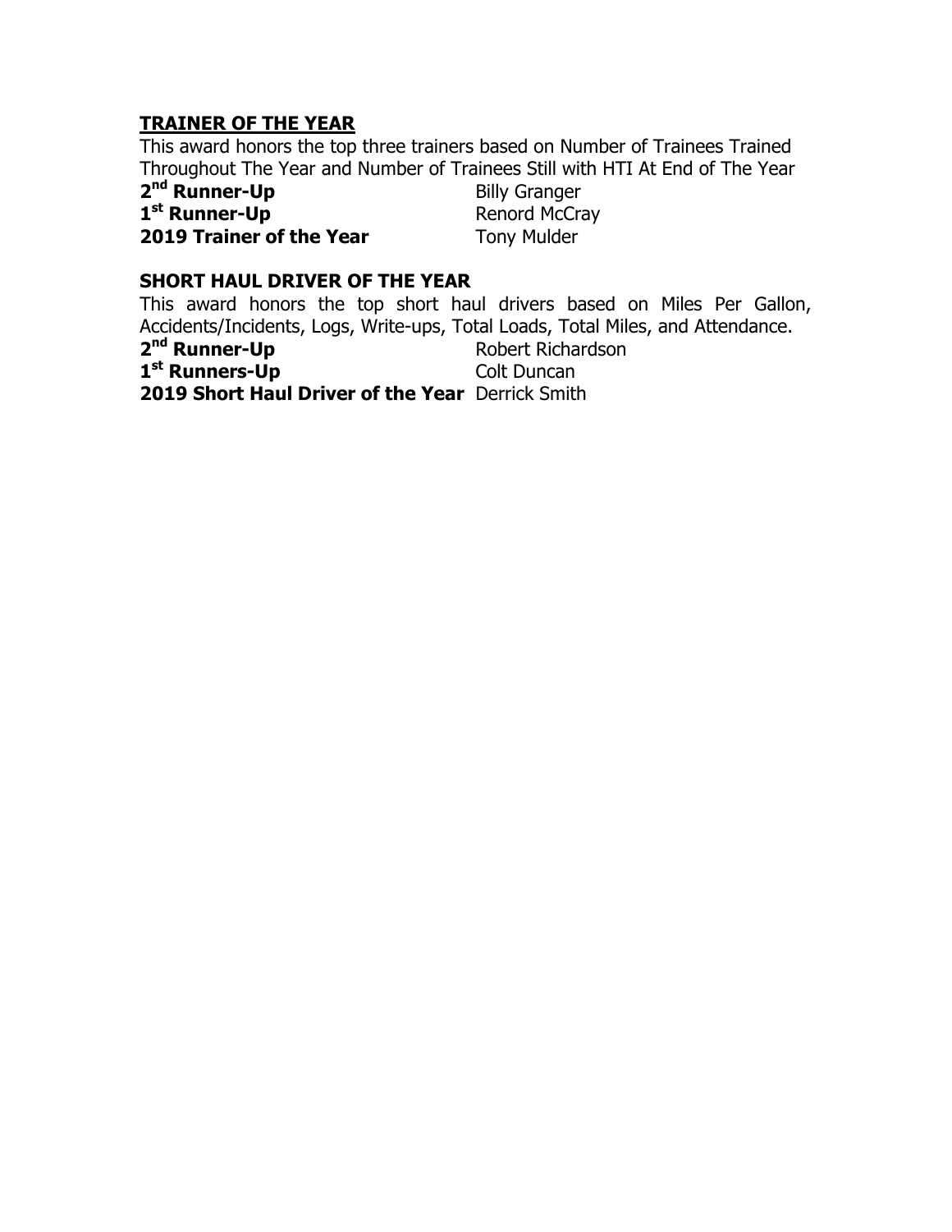## TRAINER OF THE YEAR

This award honors the top three trainers based on Number of Trainees Trained Throughout The Year and Number of Trainees Still with HTI At End of The Year

| | |
|---|---|
| **2nd Runner-Up** | Billy Granger |
| **1st Runner-Up** | Renord McCray |
| **2019 Trainer of the Year** | Tony Mulder |

## SHORT HAUL DRIVER OF THE YEAR

This award honors the top short haul drivers based on Miles Per Gallon, Accidents/Incidents, Logs, Write-ups, Total Loads, Total Miles, and Attendance.

| | |
|---|---|
| **2nd Runner-Up** | Robert Richardson |
| **1st Runners-Up** | Colt Duncan |
| **2019 Short Haul Driver of the Year** | Derrick Smith |